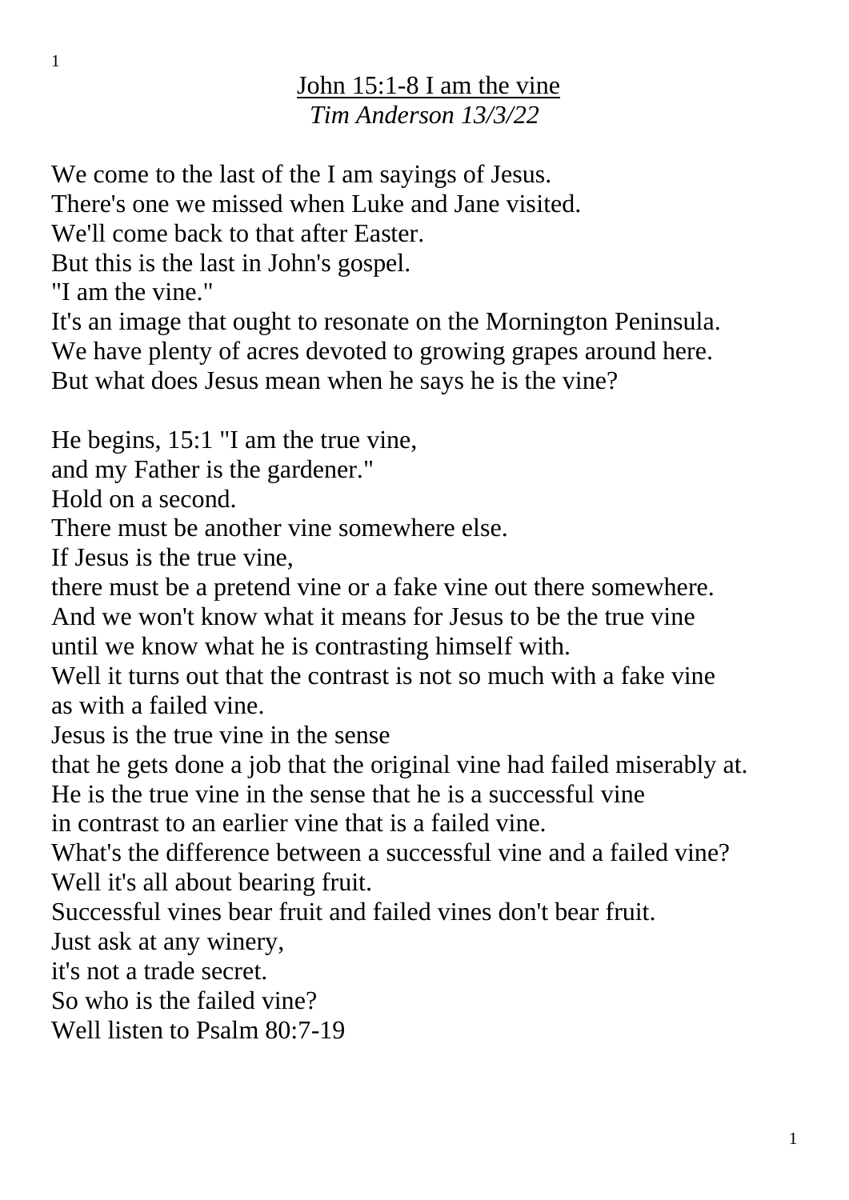# John 15:1-8 I am the vine

*Tim Anderson 13/3/22*

We come to the last of the I am sayings of Jesus.
There's one we missed when Luke and Jane visited.
We'll come back to that after Easter.
But this is the last in John's gospel.
"I am the vine."
It's an image that ought to resonate on the Mornington Peninsula.
We have plenty of acres devoted to growing grapes around here.
But what does Jesus mean when he says he is the vine?

He begins, 15:1 "I am the true vine,
and my Father is the gardener."
Hold on a second.
There must be another vine somewhere else.
If Jesus is the true vine,
there must be a pretend vine or a fake vine out there somewhere.
And we won't know what it means for Jesus to be the true vine
until we know what he is contrasting himself with.
Well it turns out that the contrast is not so much with a fake vine
as with a failed vine.
Jesus is the true vine in the sense
that he gets done a job that the original vine had failed miserably at.
He is the true vine in the sense that he is a successful vine
in contrast to an earlier vine that is a failed vine.
What's the difference between a successful vine and a failed vine?
Well it's all about bearing fruit.
Successful vines bear fruit and failed vines don't bear fruit.
Just ask at any winery,
it's not a trade secret.
So who is the failed vine?
Well listen to Psalm 80:7-19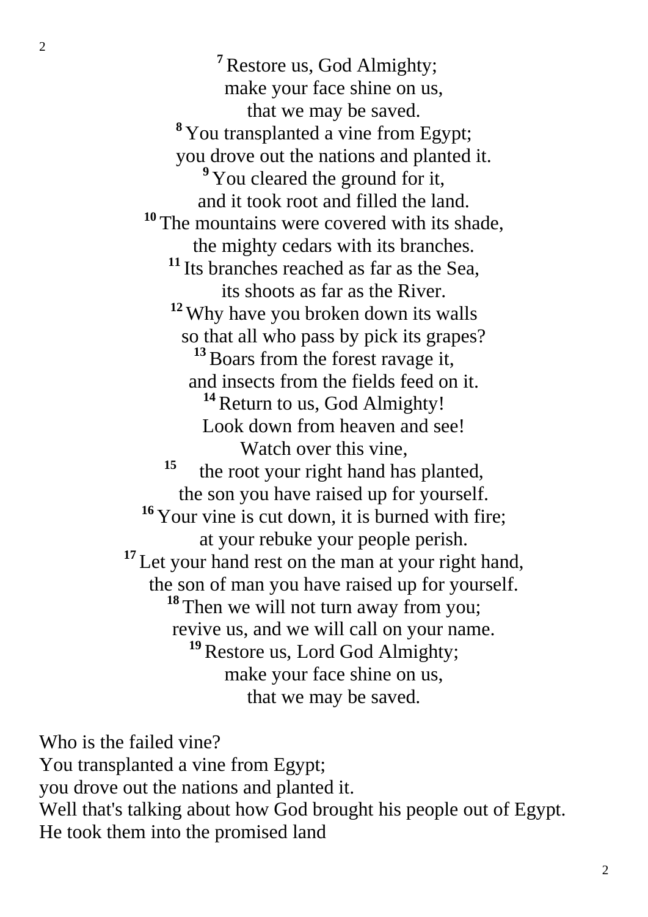[7] Restore us, God Almighty;
make your face shine on us,
that we may be saved.
[8] You transplanted a vine from Egypt;
you drove out the nations and planted it.
[9] You cleared the ground for it,
and it took root and filled the land.
[10] The mountains were covered with its shade,
the mighty cedars with its branches.
[11] Its branches reached as far as the Sea,
its shoots as far as the River.
[12] Why have you broken down its walls
so that all who pass by pick its grapes?
[13] Boars from the forest ravage it,
and insects from the fields feed on it.
[14] Return to us, God Almighty!
Look down from heaven and see!
Watch over this vine,
[15] the root your right hand has planted,
the son you have raised up for yourself.
[16] Your vine is cut down, it is burned with fire;
at your rebuke your people perish.
[17] Let your hand rest on the man at your right hand,
the son of man you have raised up for yourself.
[18] Then we will not turn away from you;
revive us, and we will call on your name.
[19] Restore us, Lord God Almighty;
make your face shine on us,
that we may be saved.

Who is the failed vine?
You transplanted a vine from Egypt;
you drove out the nations and planted it.
Well that's talking about how God brought his people out of Egypt.
He took them into the promised land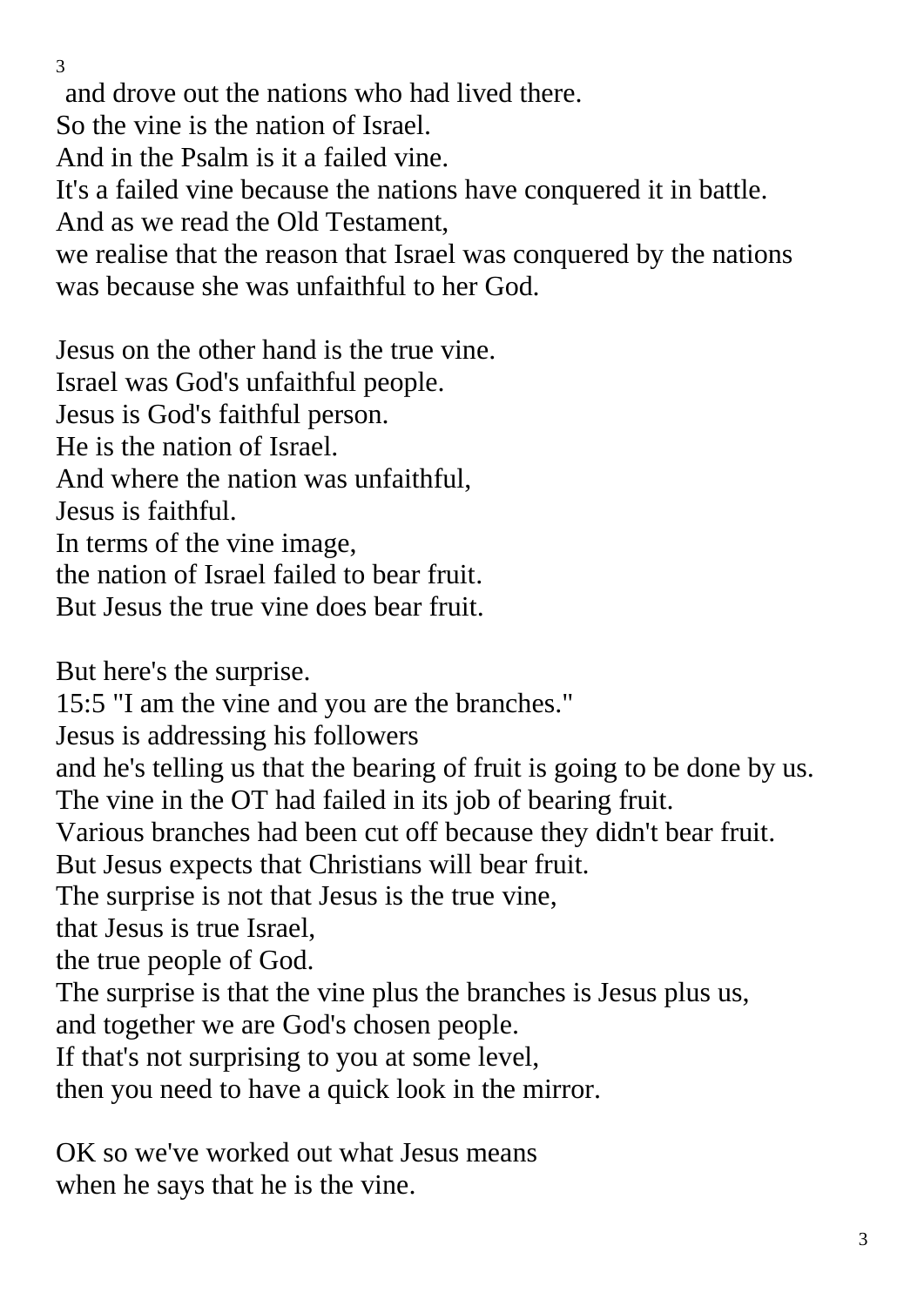and drove out the nations who had lived there.
So the vine is the nation of Israel.
And in the Psalm is it a failed vine.
It's a failed vine because the nations have conquered it in battle.
And as we read the Old Testament,
we realise that the reason that Israel was conquered by the nations
was because she was unfaithful to her God.

Jesus on the other hand is the true vine.
Israel was God's unfaithful people.
Jesus is God's faithful person.
He is the nation of Israel.
And where the nation was unfaithful,
Jesus is faithful.
In terms of the vine image,
the nation of Israel failed to bear fruit.
But Jesus the true vine does bear fruit.

But here's the surprise.
15:5 "I am the vine and you are the branches."
Jesus is addressing his followers
and he's telling us that the bearing of fruit is going to be done by us.
The vine in the OT had failed in its job of bearing fruit.
Various branches had been cut off because they didn't bear fruit.
But Jesus expects that Christians will bear fruit.
The surprise is not that Jesus is the true vine,
that Jesus is true Israel,
the true people of God.
The surprise is that the vine plus the branches is Jesus plus us,
and together we are God's chosen people.
If that's not surprising to you at some level,
then you need to have a quick look in the mirror.

OK so we've worked out what Jesus means
when he says that he is the vine.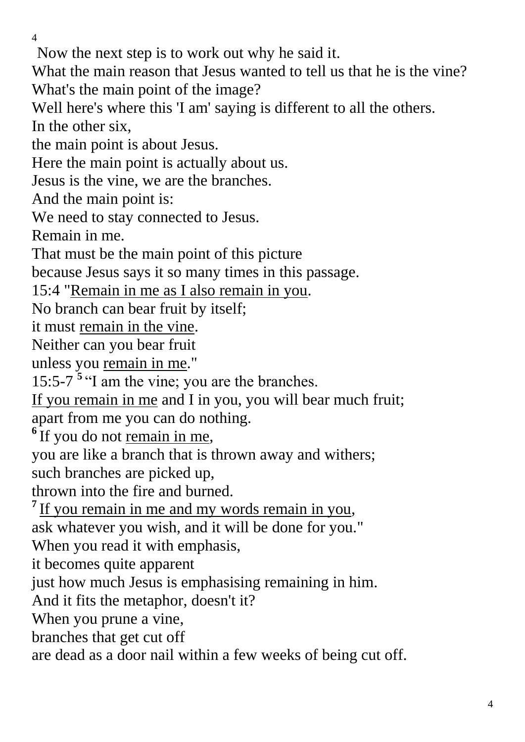Now the next step is to work out why he said it.
What the main reason that Jesus wanted to tell us that he is the vine?
What's the main point of the image?
Well here's where this 'I am' saying is different to all the others.
In the other six,
the main point is about Jesus.
Here the main point is actually about us.
Jesus is the vine, we are the branches.
And the main point is:
We need to stay connected to Jesus.
Remain in me.
That must be the main point of this picture
because Jesus says it so many times in this passage.
15:4 "<u>Remain in me as I also remain in you</u>.
No branch can bear fruit by itself;
it must <u>remain in the vine</u>.
Neither can you bear fruit
unless you <u>remain in me</u>."
15:5-7 **5** "I am the vine; you are the branches.
<u>If you remain in me</u> and I in you, you will bear much fruit;
apart from me you can do nothing.
**6** If you do not <u>remain in me</u>,
you are like a branch that is thrown away and withers;
such branches are picked up,
thrown into the fire and burned.
**7** <u>If you remain in me and my words remain in you</u>,
ask whatever you wish, and it will be done for you."
When you read it with emphasis,
it becomes quite apparent
just how much Jesus is emphasising remaining in him.
And it fits the metaphor, doesn't it?
When you prune a vine,
branches that get cut off
are dead as a door nail within a few weeks of being cut off.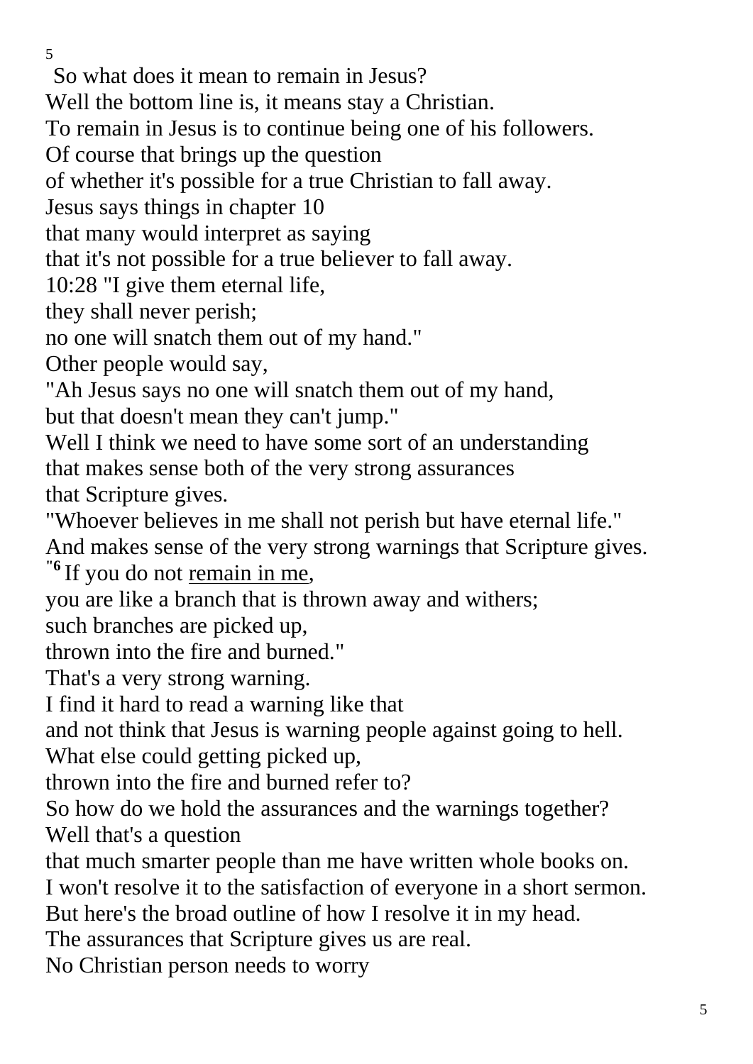So what does it mean to remain in Jesus?
Well the bottom line is, it means stay a Christian.
To remain in Jesus is to continue being one of his followers.
Of course that brings up the question
of whether it's possible for a true Christian to fall away.
Jesus says things in chapter 10
that many would interpret as saying
that it's not possible for a true believer to fall away.
10:28 "I give them eternal life,
they shall never perish;
no one will snatch them out of my hand."
Other people would say,
"Ah Jesus says no one will snatch them out of my hand,
but that doesn't mean they can't jump."
Well I think we need to have some sort of an understanding
that makes sense both of the very strong assurances
that Scripture gives.
"Whoever believes in me shall not perish but have eternal life."
And makes sense of the very strong warnings that Scripture gives.
"**6** If you do not <u>remain in me</u>,
you are like a branch that is thrown away and withers;
such branches are picked up,
thrown into the fire and burned."
That's a very strong warning.
I find it hard to read a warning like that
and not think that Jesus is warning people against going to hell.
What else could getting picked up,
thrown into the fire and burned refer to?
So how do we hold the assurances and the warnings together?
Well that's a question
that much smarter people than me have written whole books on.
I won't resolve it to the satisfaction of everyone in a short sermon.
But here's the broad outline of how I resolve it in my head.
The assurances that Scripture gives us are real.
No Christian person needs to worry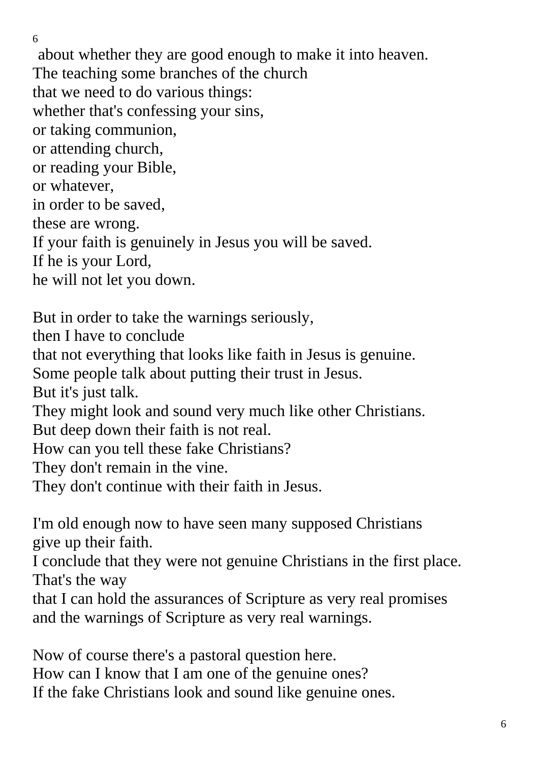about whether they are good enough to make it into heaven.
The teaching some branches of the church
that we need to do various things:
whether that's confessing your sins,
or taking communion,
or attending church,
or reading your Bible,
or whatever,
in order to be saved,
these are wrong.
If your faith is genuinely in Jesus you will be saved.
If he is your Lord,
he will not let you down.

But in order to take the warnings seriously,
then I have to conclude
that not everything that looks like faith in Jesus is genuine.
Some people talk about putting their trust in Jesus.
But it's just talk.
They might look and sound very much like other Christians.
But deep down their faith is not real.
How can you tell these fake Christians?
They don't remain in the vine.
They don't continue with their faith in Jesus.

I'm old enough now to have seen many supposed Christians
give up their faith.
I conclude that they were not genuine Christians in the first place.
That's the way
that I can hold the assurances of Scripture as very real promises
and the warnings of Scripture as very real warnings.

Now of course there's a pastoral question here.
How can I know that I am one of the genuine ones?
If the fake Christians look and sound like genuine ones.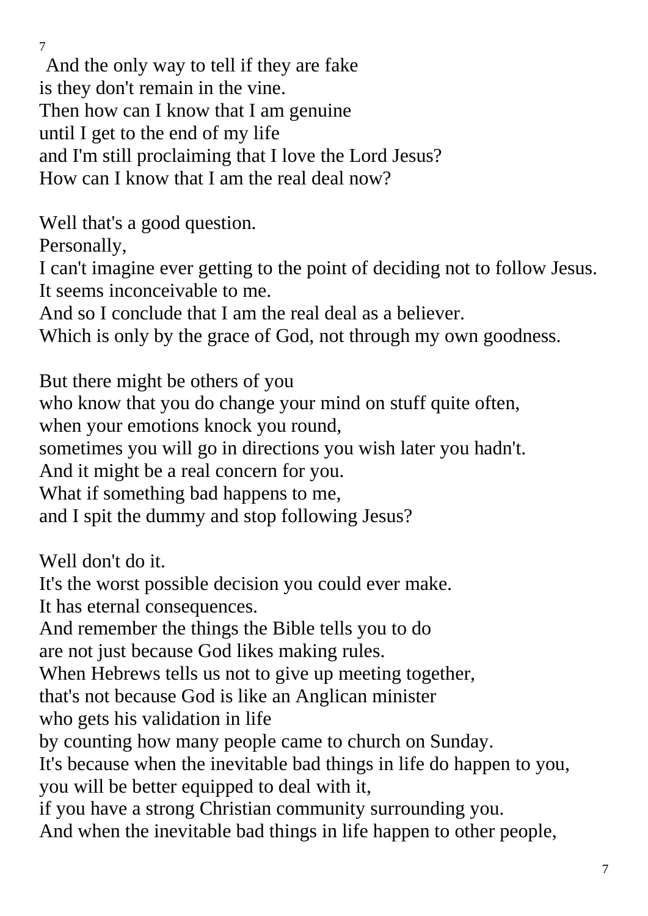And the only way to tell if they are fake
is they don't remain in the vine.
Then how can I know that I am genuine
until I get to the end of my life
and I'm still proclaiming that I love the Lord Jesus?
How can I know that I am the real deal now?

Well that's a good question.
Personally,
I can't imagine ever getting to the point of deciding not to follow Jesus.
It seems inconceivable to me.
And so I conclude that I am the real deal as a believer.
Which is only by the grace of God, not through my own goodness.

But there might be others of you
who know that you do change your mind on stuff quite often,
when your emotions knock you round,
sometimes you will go in directions you wish later you hadn't.
And it might be a real concern for you.
What if something bad happens to me,
and I spit the dummy and stop following Jesus?

Well don't do it.
It's the worst possible decision you could ever make.
It has eternal consequences.
And remember the things the Bible tells you to do
are not just because God likes making rules.
When Hebrews tells us not to give up meeting together,
that's not because God is like an Anglican minister
who gets his validation in life
by counting how many people came to church on Sunday.
It's because when the inevitable bad things in life do happen to you,
you will be better equipped to deal with it,
if you have a strong Christian community surrounding you.
And when the inevitable bad things in life happen to other people,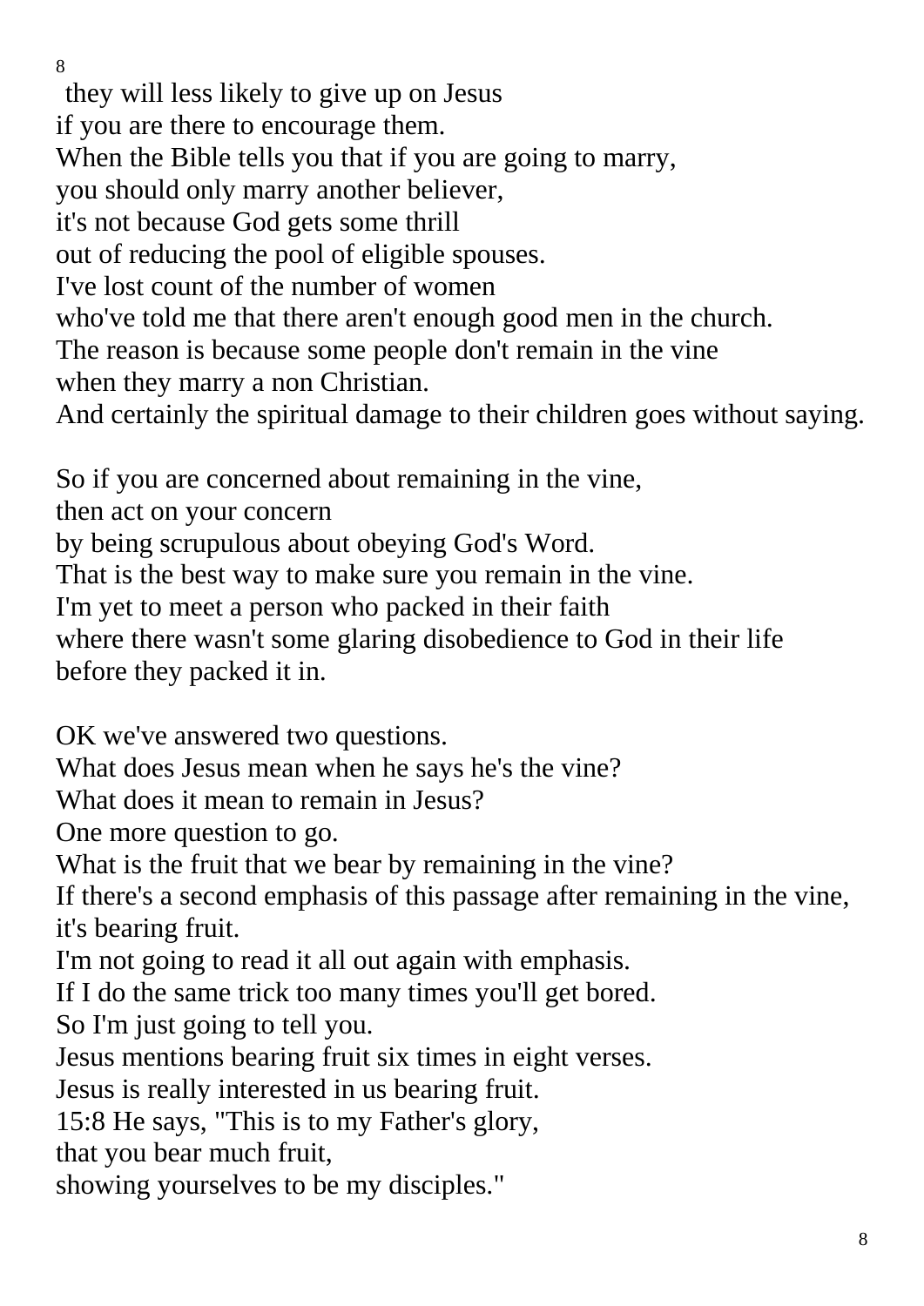they will less likely to give up on Jesus
if you are there to encourage them.
When the Bible tells you that if you are going to marry,
you should only marry another believer,
it's not because God gets some thrill
out of reducing the pool of eligible spouses.
I've lost count of the number of women
who've told me that there aren't enough good men in the church.
The reason is because some people don't remain in the vine
when they marry a non Christian.
And certainly the spiritual damage to their children goes without saying.

So if you are concerned about remaining in the vine,
then act on your concern
by being scrupulous about obeying God's Word.
That is the best way to make sure you remain in the vine.
I'm yet to meet a person who packed in their faith
where there wasn't some glaring disobedience to God in their life
before they packed it in.

OK we've answered two questions.
What does Jesus mean when he says he's the vine?
What does it mean to remain in Jesus?
One more question to go.
What is the fruit that we bear by remaining in the vine?
If there's a second emphasis of this passage after remaining in the vine,
it's bearing fruit.
I'm not going to read it all out again with emphasis.
If I do the same trick too many times you'll get bored.
So I'm just going to tell you.
Jesus mentions bearing fruit six times in eight verses.
Jesus is really interested in us bearing fruit.
15:8 He says, "This is to my Father's glory,
that you bear much fruit,
showing yourselves to be my disciples."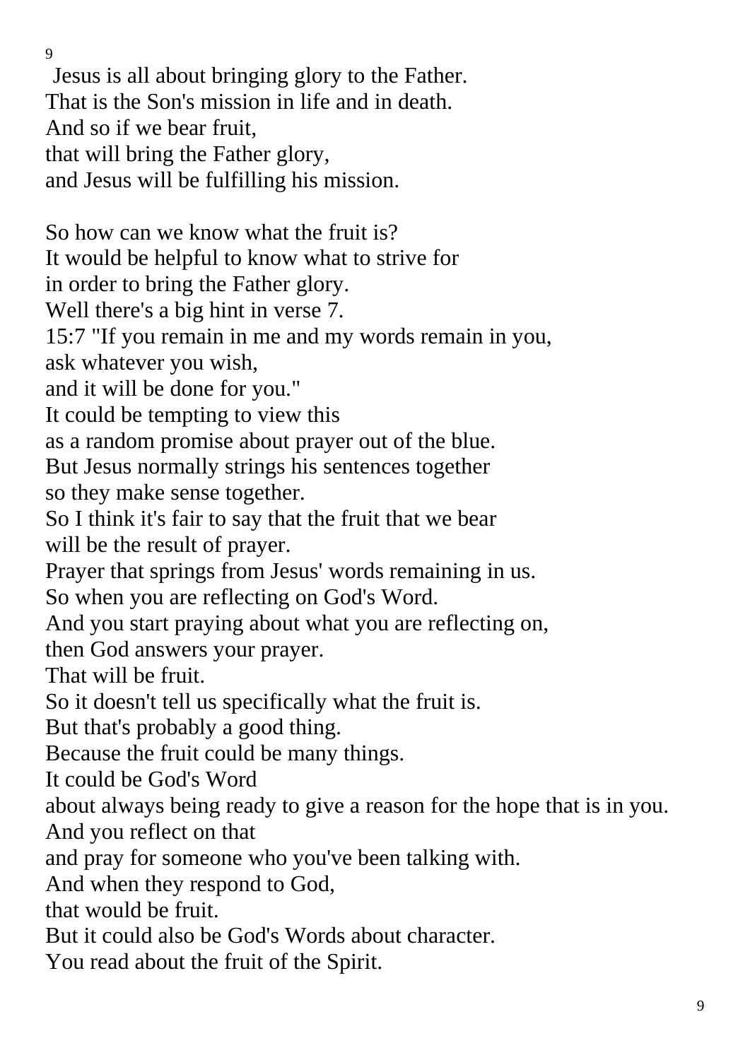Jesus is all about bringing glory to the Father.
That is the Son's mission in life and in death.
And so if we bear fruit,
that will bring the Father glory,
and Jesus will be fulfilling his mission.

So how can we know what the fruit is?
It would be helpful to know what to strive for
in order to bring the Father glory.
Well there's a big hint in verse 7.
15:7 "If you remain in me and my words remain in you,
ask whatever you wish,
and it will be done for you."
It could be tempting to view this
as a random promise about prayer out of the blue.
But Jesus normally strings his sentences together
so they make sense together.
So I think it's fair to say that the fruit that we bear
will be the result of prayer.
Prayer that springs from Jesus' words remaining in us.
So when you are reflecting on God's Word.
And you start praying about what you are reflecting on,
then God answers your prayer.
That will be fruit.
So it doesn't tell us specifically what the fruit is.
But that's probably a good thing.
Because the fruit could be many things.
It could be God's Word
about always being ready to give a reason for the hope that is in you.
And you reflect on that
and pray for someone who you've been talking with.
And when they respond to God,
that would be fruit.
But it could also be God's Words about character.
You read about the fruit of the Spirit.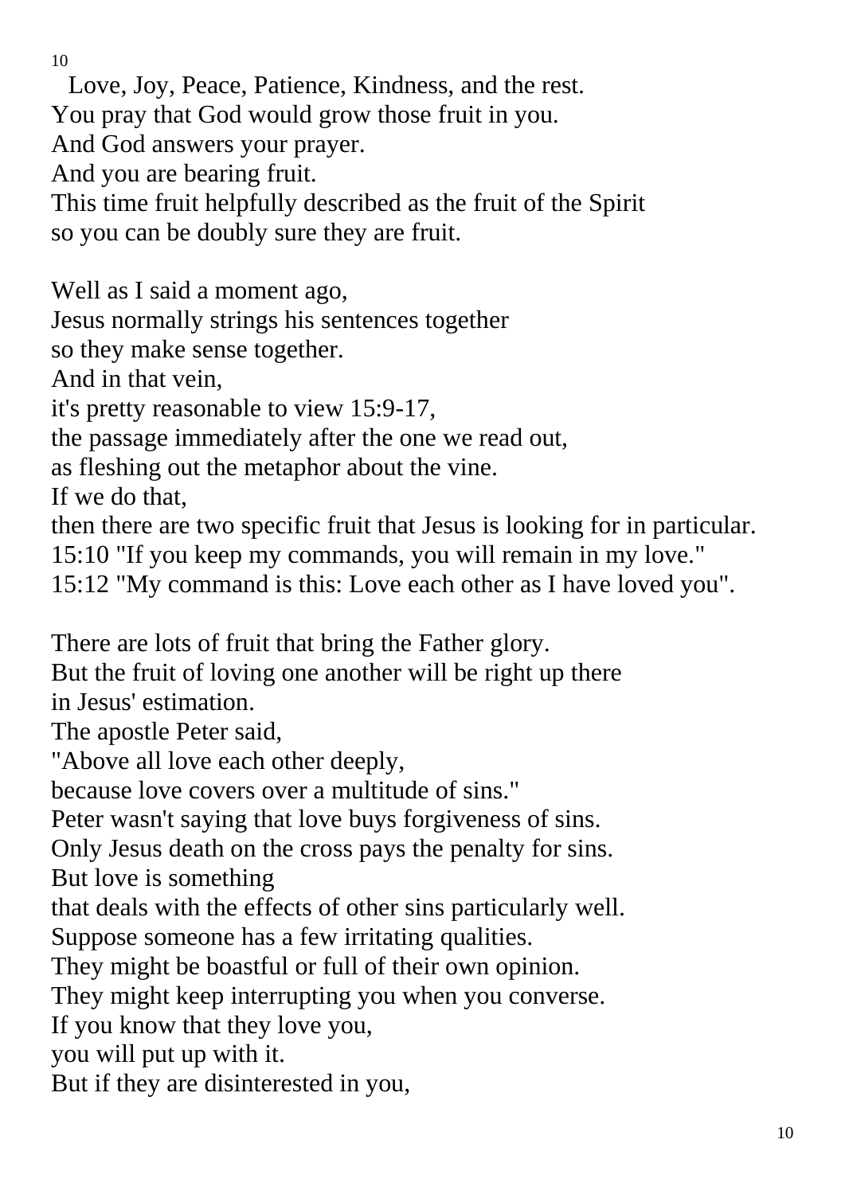Love, Joy, Peace, Patience, Kindness, and the rest.
You pray that God would grow those fruit in you.
And God answers your prayer.
And you are bearing fruit.
This time fruit helpfully described as the fruit of the Spirit
so you can be doubly sure they are fruit.

Well as I said a moment ago,
Jesus normally strings his sentences together
so they make sense together.
And in that vein,
it's pretty reasonable to view 15:9-17,
the passage immediately after the one we read out,
as fleshing out the metaphor about the vine.
If we do that,
then there are two specific fruit that Jesus is looking for in particular.
15:10 "If you keep my commands, you will remain in my love."
15:12 "My command is this: Love each other as I have loved you".

There are lots of fruit that bring the Father glory.
But the fruit of loving one another will be right up there
in Jesus' estimation.
The apostle Peter said,
"Above all love each other deeply,
because love covers over a multitude of sins."
Peter wasn't saying that love buys forgiveness of sins.
Only Jesus death on the cross pays the penalty for sins.
But love is something
that deals with the effects of other sins particularly well.
Suppose someone has a few irritating qualities.
They might be boastful or full of their own opinion.
They might keep interrupting you when you converse.
If you know that they love you,
you will put up with it.
But if they are disinterested in you,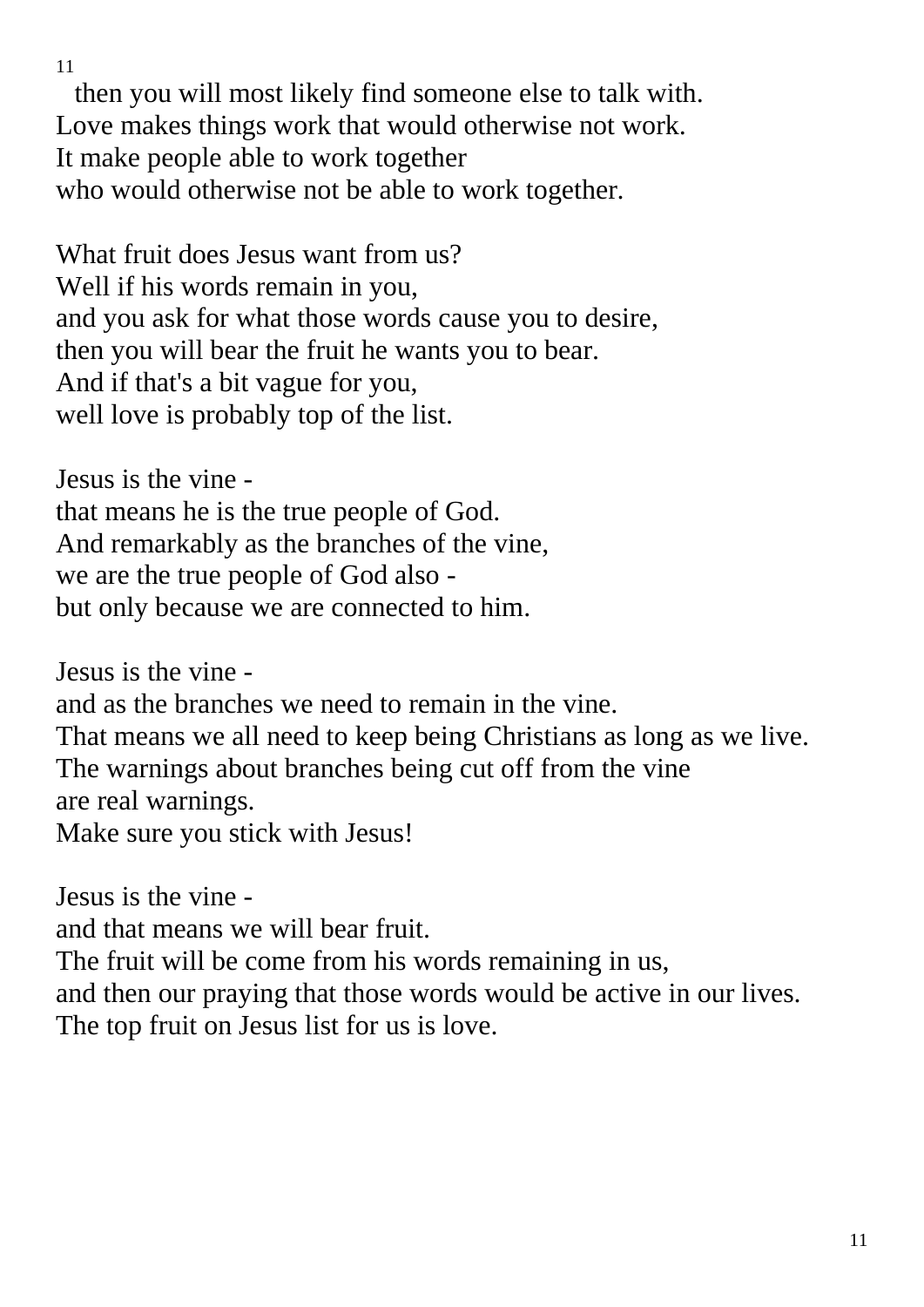then you will most likely find someone else to talk with.
Love makes things work that would otherwise not work.
It make people able to work together
who would otherwise not be able to work together.

What fruit does Jesus want from us?
Well if his words remain in you,
and you ask for what those words cause you to desire,
then you will bear the fruit he wants you to bear.
And if that's a bit vague for you,
well love is probably top of the list.

Jesus is the vine -
that means he is the true people of God.
And remarkably as the branches of the vine,
we are the true people of God also -
but only because we are connected to him.

Jesus is the vine -
and as the branches we need to remain in the vine.
That means we all need to keep being Christians as long as we live.
The warnings about branches being cut off from the vine
are real warnings.
Make sure you stick with Jesus!

Jesus is the vine -
and that means we will bear fruit.
The fruit will be come from his words remaining in us,
and then our praying that those words would be active in our lives.
The top fruit on Jesus list for us is love.